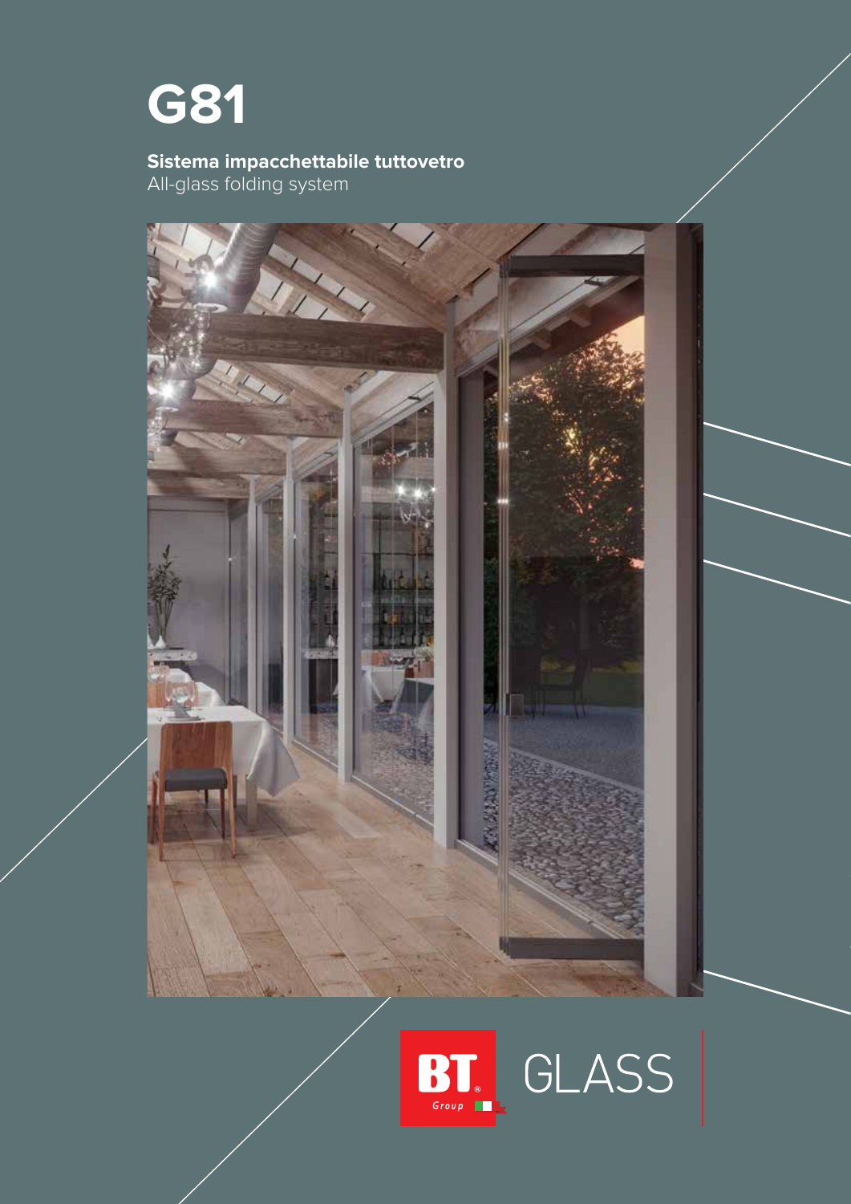# G81

**Sistema impacchettabile tuttovetro**
All-glass folding system

BT Group GLASS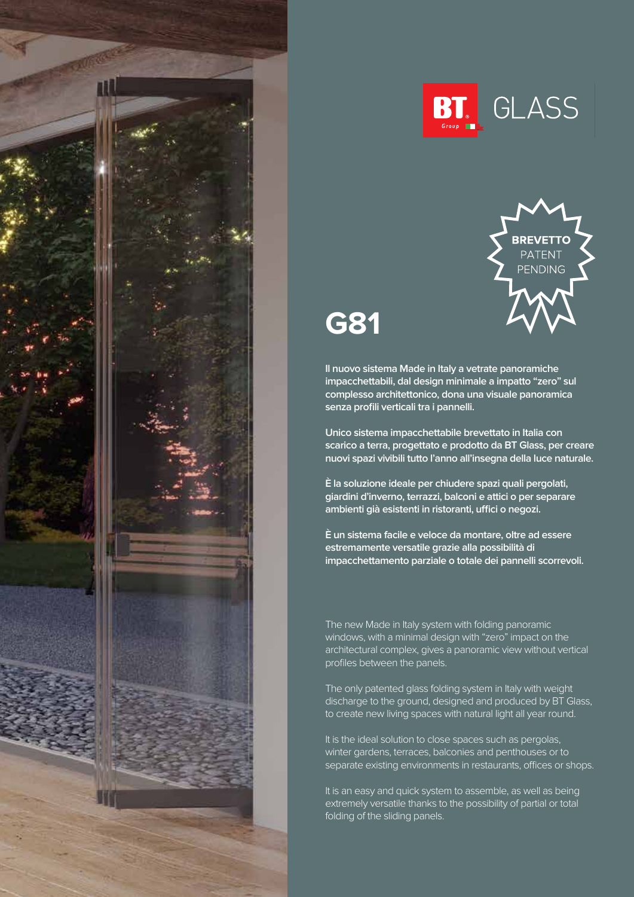BT Group GLASS

**BREVETTO**
PATENT
PENDING

# G81

**Il nuovo sistema Made in Italy a vetrate panoramiche impacchettabili, dal design minimale a impatto "zero" sul complesso architettonico, dona una visuale panoramica senza profili verticali tra i pannelli.**

**Unico sistema impacchettabile brevettato in Italia con scarico a terra, progettato e prodotto da BT Glass, per creare nuovi spazi vivibili tutto l'anno all'insegna della luce naturale.**

**È la soluzione ideale per chiudere spazi quali pergolati, giardini d'inverno, terrazzi, balconi e attici o per separare ambienti già esistenti in ristoranti, uffici o negozi.**

**È un sistema facile e veloce da montare, oltre ad essere estremamente versatile grazie alla possibilità di impacchettamento parziale o totale dei pannelli scorrevoli.**

The new Made in Italy system with folding panoramic windows, with a minimal design with "zero" impact on the architectural complex, gives a panoramic view without vertical profiles between the panels.

The only patented glass folding system in Italy with weight discharge to the ground, designed and produced by BT Glass, to create new living spaces with natural light all year round.

It is the ideal solution to close spaces such as pergolas, winter gardens, terraces, balconies and penthouses or to separate existing environments in restaurants, offices or shops.

It is an easy and quick system to assemble, as well as being extremely versatile thanks to the possibility of partial or total folding of the sliding panels.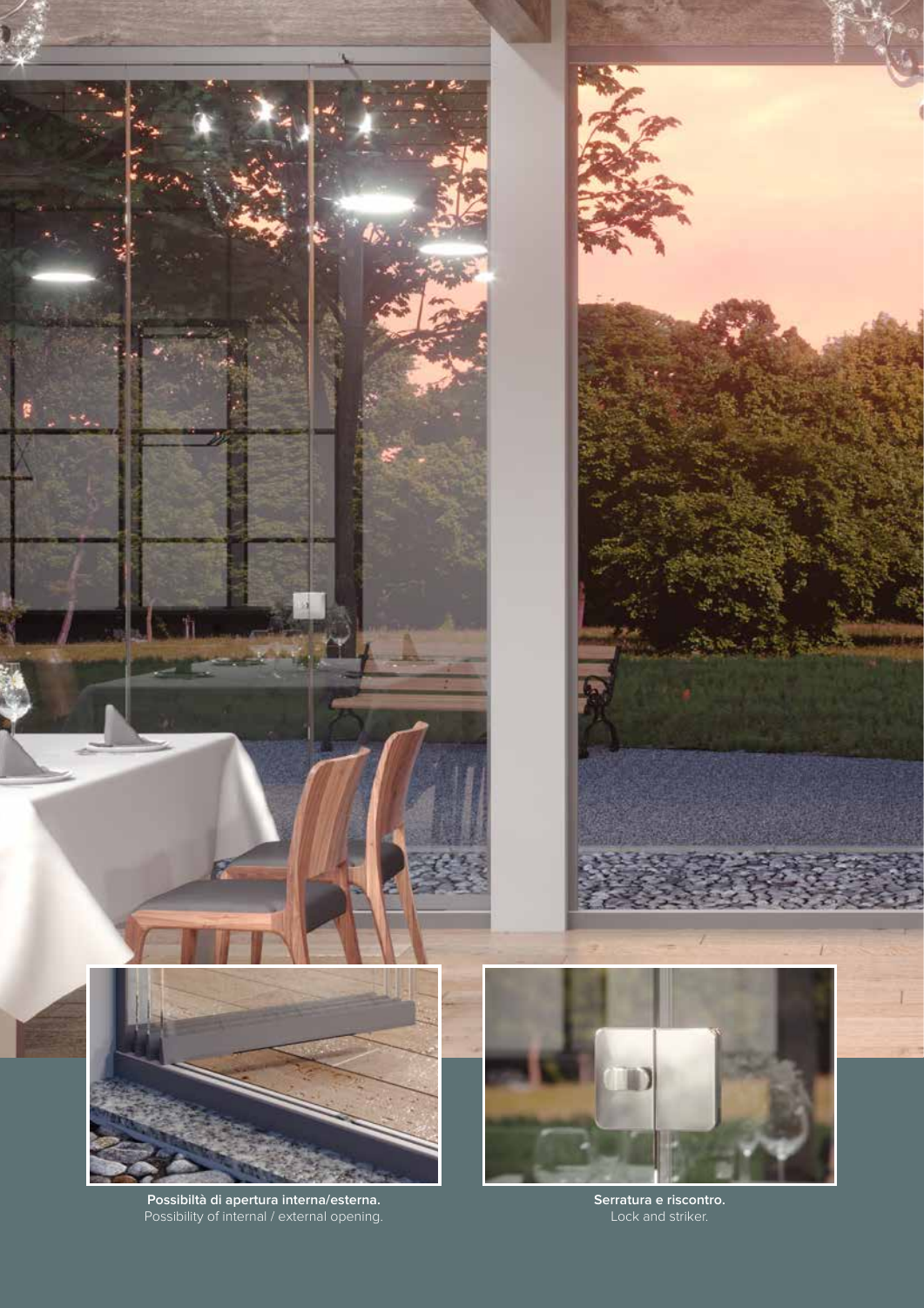**Possibiltà di apertura interna/esterna.**
Possibility of internal / external opening.

**Serratura e riscontro.**
Lock and striker.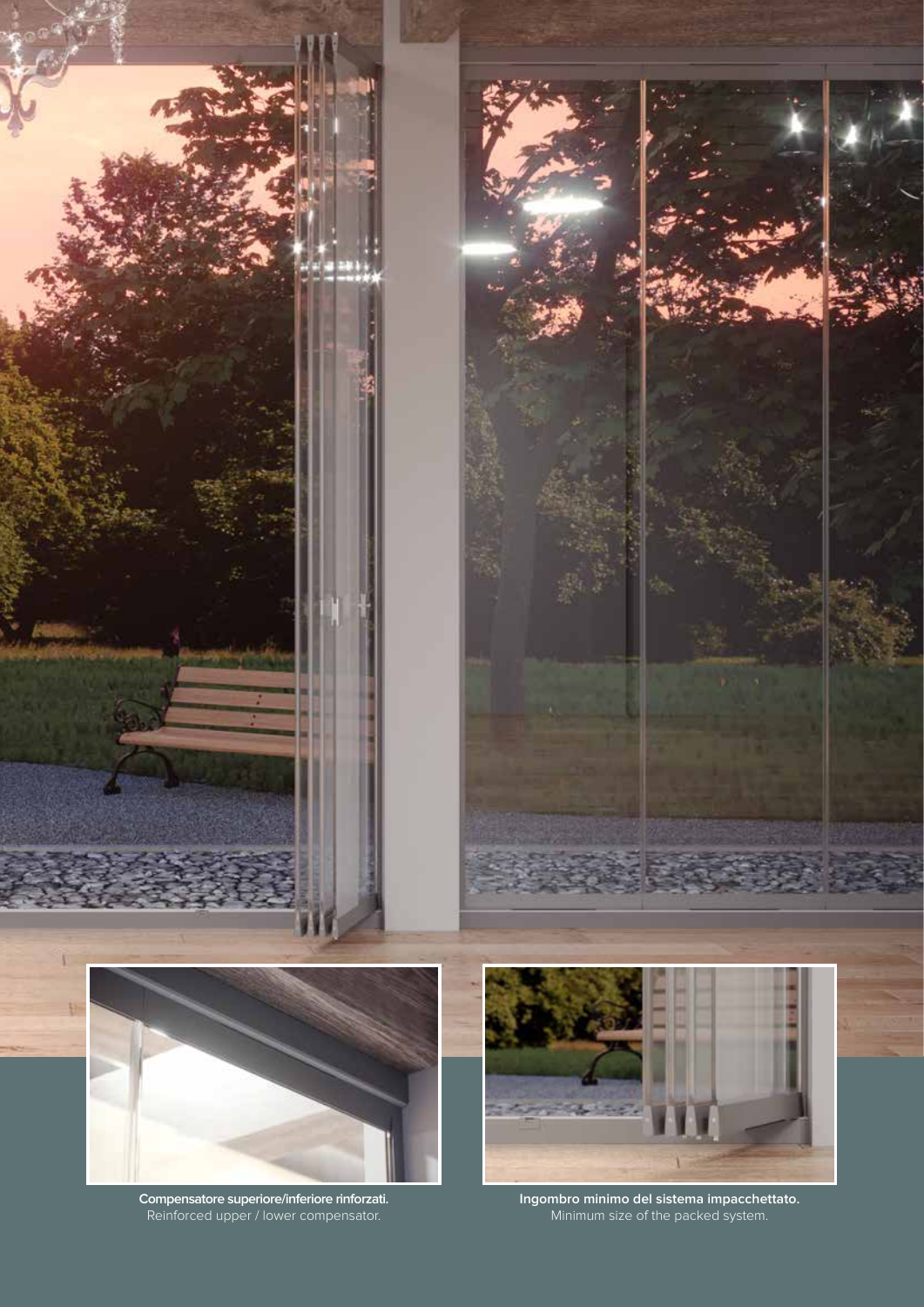**Compensatore superiore/inferiore rinforzati.**
Reinforced upper / lower compensator.

**Ingombro minimo del sistema impacchettato.**
Minimum size of the packed system.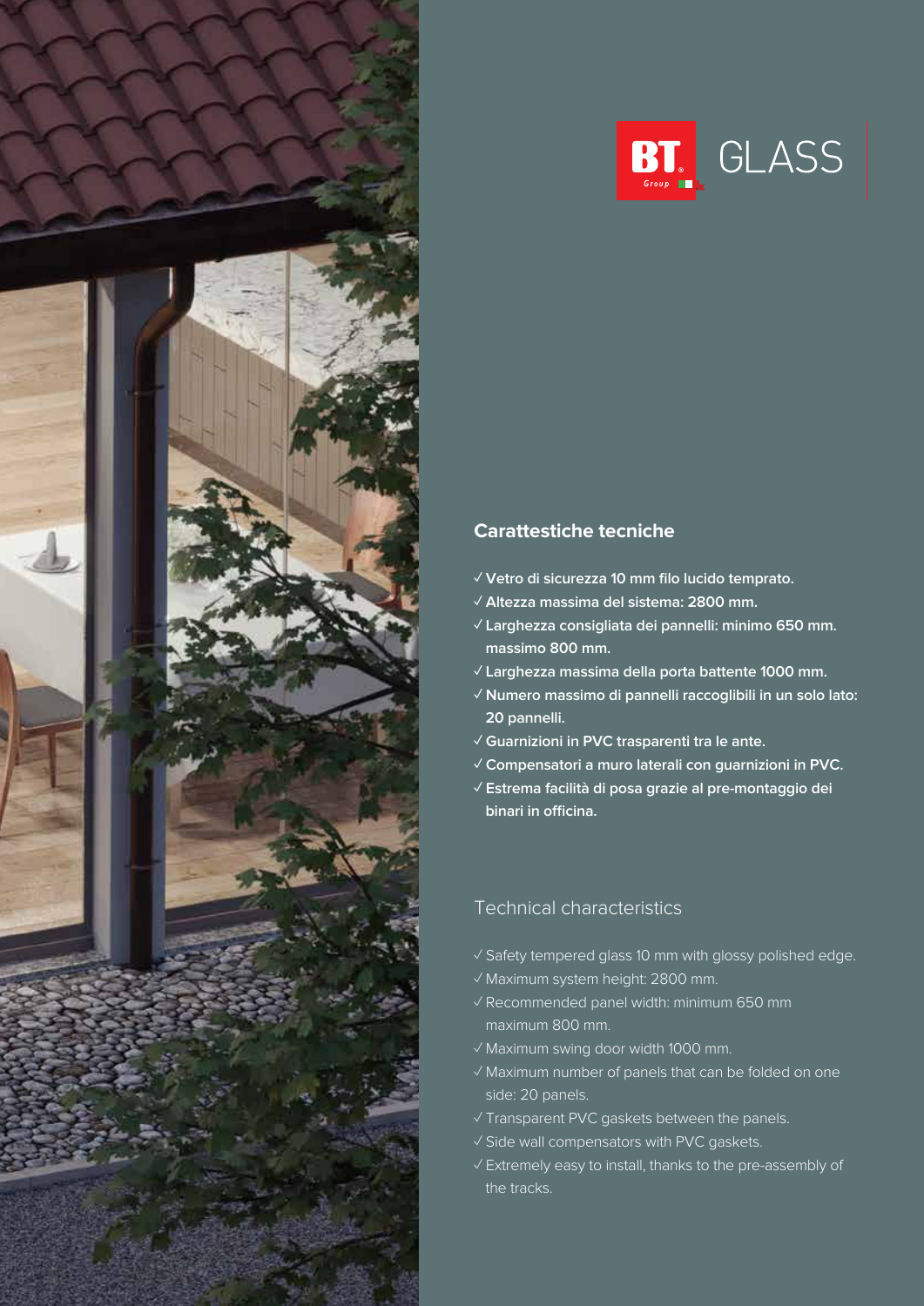BT Group GLASS

## Carattestiche tecniche

- ✓ Vetro di sicurezza 10 mm filo lucido temprato.
- ✓ Altezza massima del sistema: 2800 mm.
- ✓ Larghezza consigliata dei pannelli: minimo 650 mm. massimo 800 mm.
- ✓ Larghezza massima della porta battente 1000 mm.
- ✓ Numero massimo di pannelli raccoglibili in un solo lato: 20 pannelli.
- ✓ Guarnizioni in PVC trasparenti tra le ante.
- ✓ Compensatori a muro laterali con guarnizioni in PVC.
- ✓ Estrema facilità di posa grazie al pre-montaggio dei binari in officina.

## Technical characteristics

- ✓ Safety tempered glass 10 mm with glossy polished edge.
- ✓ Maximum system height: 2800 mm.
- ✓ Recommended panel width: minimum 650 mm maximum 800 mm.
- ✓ Maximum swing door width 1000 mm.
- ✓ Maximum number of panels that can be folded on one side: 20 panels.
- ✓ Transparent PVC gaskets between the panels.
- ✓ Side wall compensators with PVC gaskets.
- ✓ Extremely easy to install, thanks to the pre-assembly of the tracks.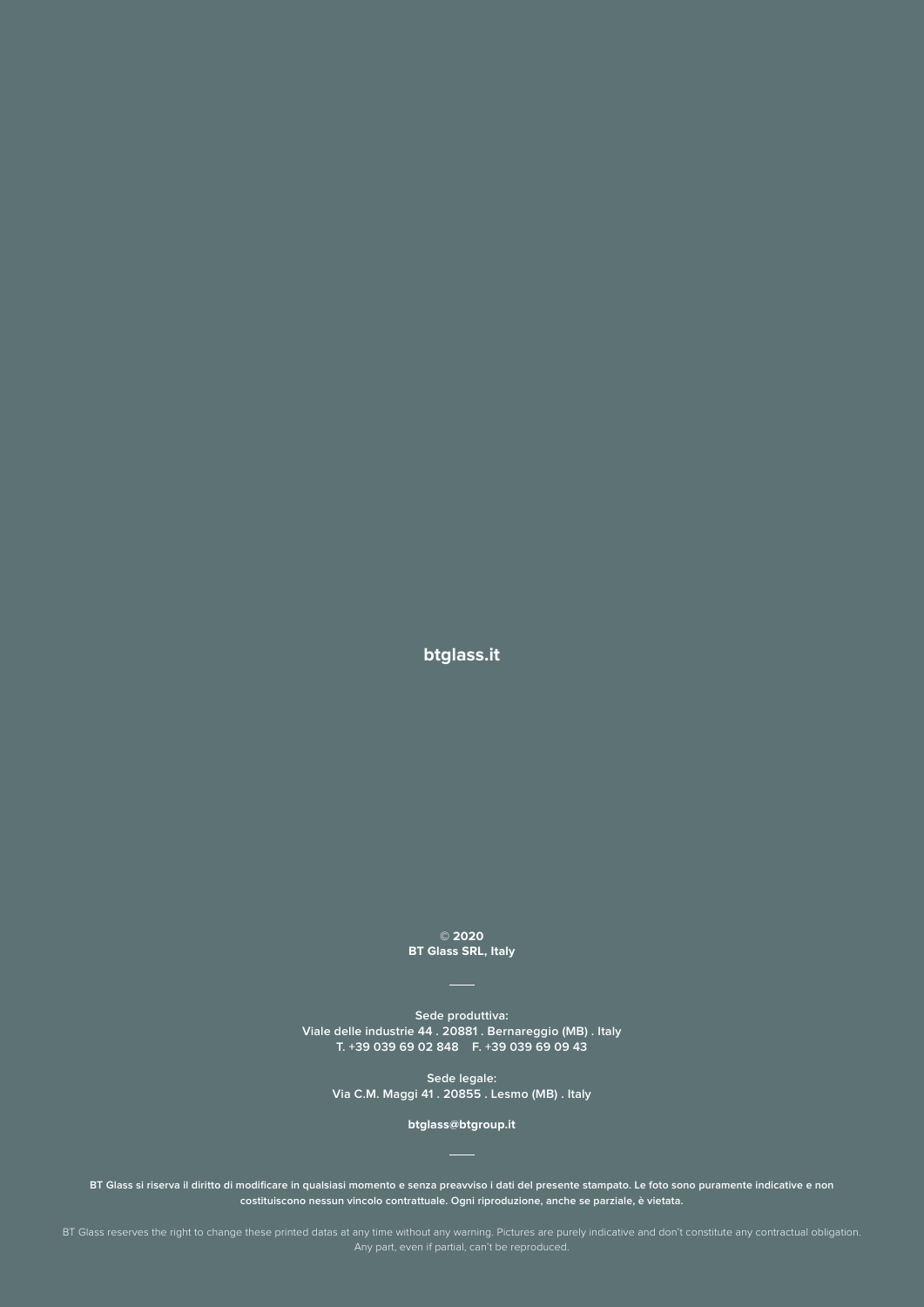**btglass.it**

© **2020**
**BT Glass SRL, Italy**

---

Sede produttiva:
Viale delle industrie 44 . 20881 . Bernareggio (MB) . Italy
T. +39 039 69 02 848    F. +39 039 69 09 43

Sede legale:
Via C.M. Maggi 41 . 20855 . Lesmo (MB) . Italy

**btglass@btgroup.it**

---

**BT Glass si riserva il diritto di modificare in qualsiasi momento e senza preavviso i dati del presente stampato. Le foto sono puramente indicative e non costituiscono nessun vincolo contrattuale. Ogni riproduzione, anche se parziale, è vietata.**

BT Glass reserves the right to change these printed datas at any time without any warning. Pictures are purely indicative and don't constitute any contractual obligation. Any part, even if partial, can't be reproduced.